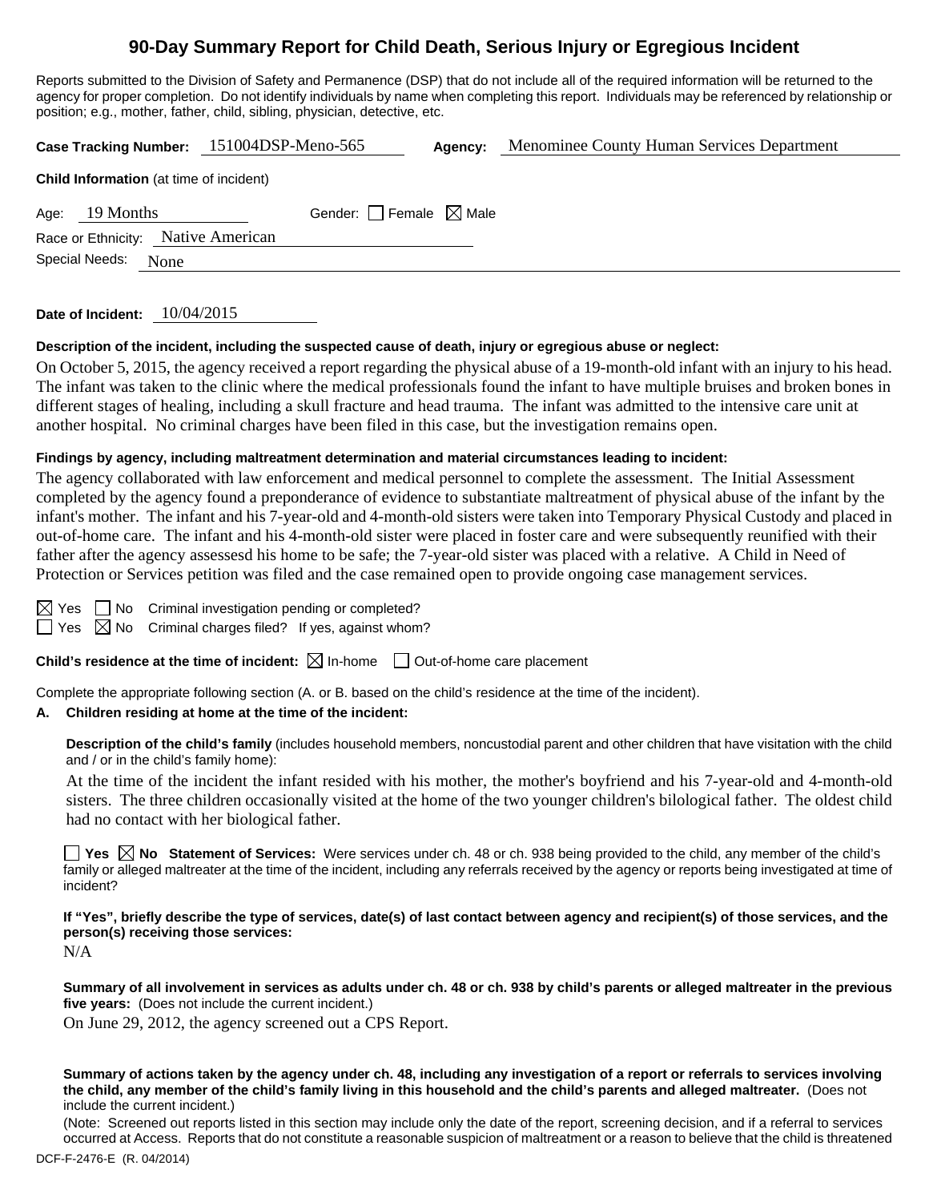# 90-Day Summary Report for Child Death, Serious Injury or Egregious Incident

Reports submitted to the Division of Safety and Permanence (DSP) that do not include all of the required information will be returned to the agency for proper completion. Do not identify individuals by name when completing this report. Individuals may be referenced by relationship or position; e.g., mother, father, child, sibling, physician, detective, etc.

**Case Tracking Number:** 151004DSP-Meno-565 **Agency:** Menominee County Human Services Department

**Child Information** (at time of incident)

Age: 19 Months Gender: ☐ Female ☒ Male

Race or Ethnicity: Native American

Special Needs: None

**Date of Incident:** 10/04/2015

**Description of the incident, including the suspected cause of death, injury or egregious abuse or neglect:**

On October 5, 2015, the agency received a report regarding the physical abuse of a 19-month-old infant with an injury to his head. The infant was taken to the clinic where the medical professionals found the infant to have multiple bruises and broken bones in different stages of healing, including a skull fracture and head trauma. The infant was admitted to the intensive care unit at another hospital. No criminal charges have been filed in this case, but the investigation remains open.

**Findings by agency, including maltreatment determination and material circumstances leading to incident:**

The agency collaborated with law enforcement and medical personnel to complete the assessment. The Initial Assessment completed by the agency found a preponderance of evidence to substantiate maltreatment of physical abuse of the infant by the infant's mother. The infant and his 7-year-old and 4-month-old sisters were taken into Temporary Physical Custody and placed in out-of-home care. The infant and his 4-month-old sister were placed in foster care and were subsequently reunified with their father after the agency assessesd his home to be safe; the 7-year-old sister was placed with a relative. A Child in Need of Protection or Services petition was filed and the case remained open to provide ongoing case management services.

☒ Yes ☐ No Criminal investigation pending or completed?

☐ Yes ☒ No Criminal charges filed? If yes, against whom?

**Child's residence at the time of incident:** ☒ In-home ☐ Out-of-home care placement

Complete the appropriate following section (A. or B. based on the child's residence at the time of the incident).

**A. Children residing at home at the time of the incident:**

**Description of the child's family** (includes household members, noncustodial parent and other children that have visitation with the child and / or in the child's family home):

At the time of the incident the infant resided with his mother, the mother's boyfriend and his 7-year-old and 4-month-old sisters. The three children occasionally visited at the home of the two younger children's bilological father. The oldest child had no contact with her biological father.

☐ **Yes** ☒ **No Statement of Services:** Were services under ch. 48 or ch. 938 being provided to the child, any member of the child's family or alleged maltreater at the time of the incident, including any referrals received by the agency or reports being investigated at time of incident?

**If "Yes", briefly describe the type of services, date(s) of last contact between agency and recipient(s) of those services, and the person(s) receiving those services:**

N/A

**Summary of all involvement in services as adults under ch. 48 or ch. 938 by child's parents or alleged maltreater in the previous five years:** (Does not include the current incident.)

On June 29, 2012, the agency screened out a CPS Report.

**Summary of actions taken by the agency under ch. 48, including any investigation of a report or referrals to services involving the child, any member of the child's family living in this household and the child's parents and alleged maltreater.** (Does not include the current incident.)

(Note: Screened out reports listed in this section may include only the date of the report, screening decision, and if a referral to services occurred at Access. Reports that do not constitute a reasonable suspicion of maltreatment or a reason to believe that the child is threatened

DCF-F-2476-E (R. 04/2014)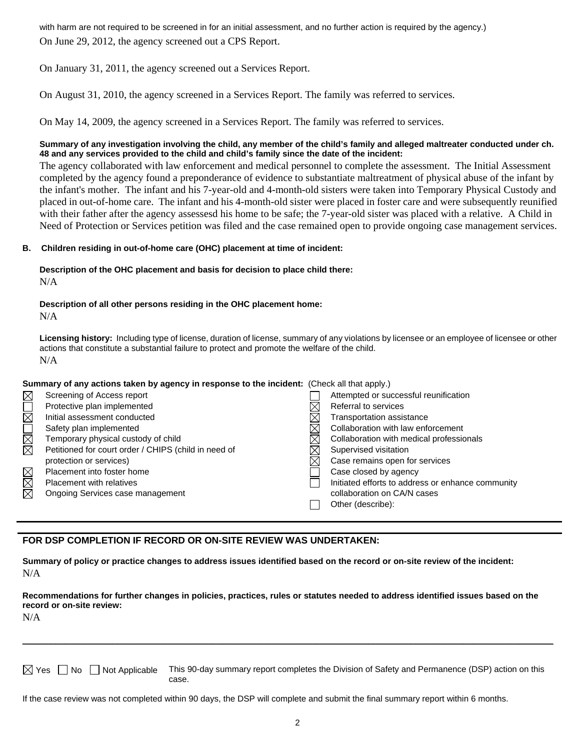with harm are not required to be screened in for an initial assessment, and no further action is required by the agency.)

On June 29, 2012, the agency screened out a CPS Report.

On January 31, 2011, the agency screened out a Services Report.

On August 31, 2010, the agency screened in a Services Report. The family was referred to services.

On May 14, 2009, the agency screened in a Services Report. The family was referred to services.

**Summary of any investigation involving the child, any member of the child's family and alleged maltreater conducted under ch. 48 and any services provided to the child and child's family since the date of the incident:**

The agency collaborated with law enforcement and medical personnel to complete the assessment. The Initial Assessment completed by the agency found a preponderance of evidence to substantiate maltreatment of physical abuse of the infant by the infant's mother. The infant and his 7-year-old and 4-month-old sisters were taken into Temporary Physical Custody and placed in out-of-home care. The infant and his 4-month-old sister were placed in foster care and were subsequently reunified with their father after the agency assessesd his home to be safe; the 7-year-old sister was placed with a relative. A Child in Need of Protection or Services petition was filed and the case remained open to provide ongoing case management services.

**B. Children residing in out-of-home care (OHC) placement at time of incident:**

**Description of the OHC placement and basis for decision to place child there:**

N/A

**Description of all other persons residing in the OHC placement home:**

N/A

**Licensing history:** Including type of license, duration of license, summary of any violations by licensee or an employee of licensee or other actions that constitute a substantial failure to protect and promote the welfare of the child.

N/A

**Summary of any actions taken by agency in response to the incident:** (Check all that apply.)

- ☒ Screening of Access report
- ☐ Protective plan implemented
- ☒ Initial assessment conducted
- ☐ Safety plan implemented
- ☒ Temporary physical custody of child
- ☒ Petitioned for court order / CHIPS (child in need of protection or services)
- ☒ Placement into foster home
- ☒ Placement with relatives
- ☒ Ongoing Services case management
- ☐ Attempted or successful reunification
- ☒ Referral to services
- ☒ Transportation assistance
- ☒ Collaboration with law enforcement
- ☒ Collaboration with medical professionals
- ☒ Supervised visitation
- ☒ Case remains open for services
- ☐ Case closed by agency
- ☐ Initiated efforts to address or enhance community collaboration on CA/N cases
- ☐ Other (describe):

---

## FOR DSP COMPLETION IF RECORD OR ON-SITE REVIEW WAS UNDERTAKEN:

**Summary of policy or practice changes to address issues identified based on the record or on-site review of the incident:**

N/A

**Recommendations for further changes in policies, practices, rules or statutes needed to address identified issues based on the record or on-site review:**

N/A

---

☒ Yes ☐ No ☐ Not Applicable This 90-day summary report completes the Division of Safety and Permanence (DSP) action on this case.

If the case review was not completed within 90 days, the DSP will complete and submit the final summary report within 6 months.